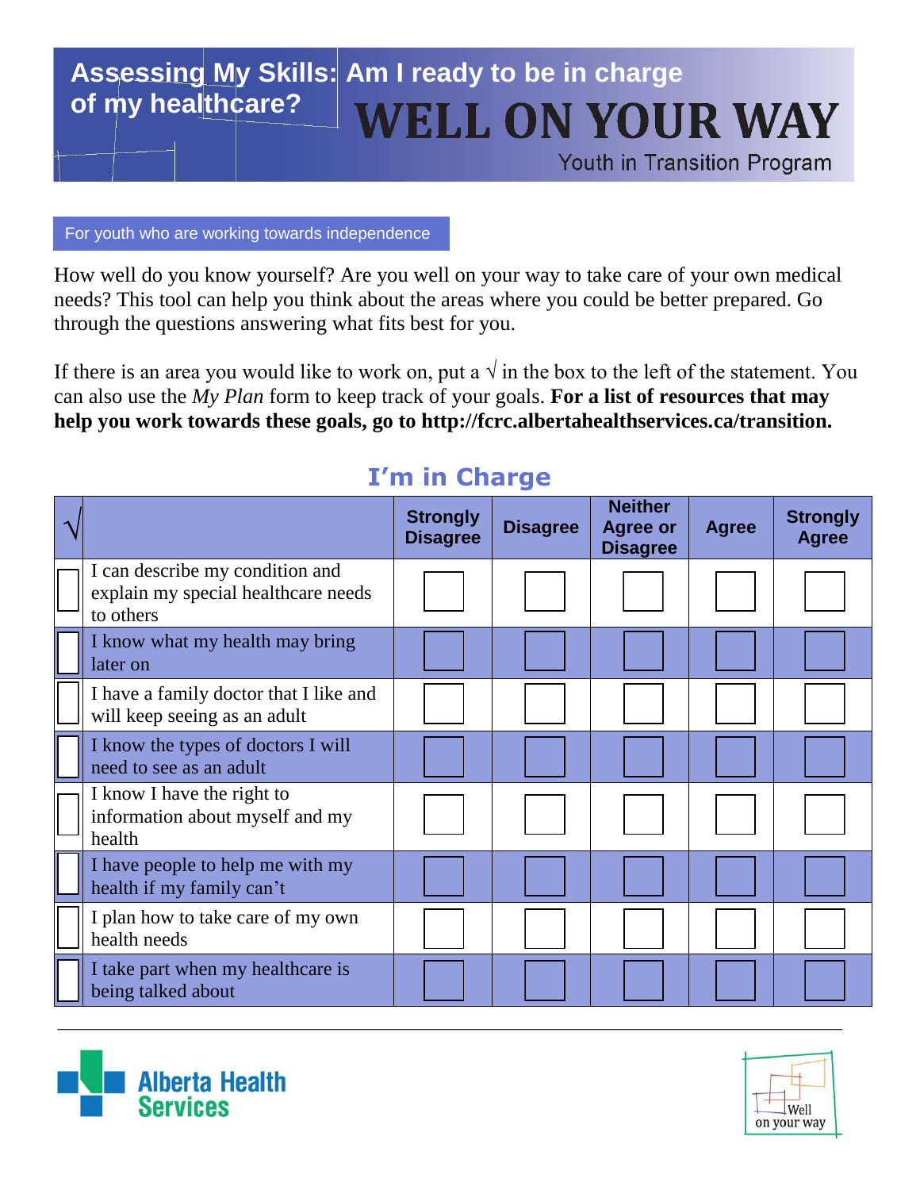# Assessing My Skills: Am I ready to be in charge of my healthcare?

# WELL ON YOUR WAY

Youth in Transition Program

For youth who are working towards independence

How well do you know yourself? Are you well on your way to take care of your own medical needs? This tool can help you think about the areas where you could be better prepared. Go through the questions answering what fits best for you.

If there is an area you would like to work on, put a √ in the box to the left of the statement. You can also use the *My Plan* form to keep track of your goals. **For a list of resources that may help you work towards these goals, go to http://fcrc.albertahealthservices.ca/transition.**

## I'm in Charge

| √ | | Strongly Disagree | Disagree | Neither Agree or Disagree | Agree | Strongly Agree |
|---|---|---|---|---|---|---|
| ☐ | I can describe my condition and explain my special healthcare needs to others | ☐ | ☐ | ☐ | ☐ | ☐ |
| ☐ | I know what my health may bring later on | ☐ | ☐ | ☐ | ☐ | ☐ |
| ☐ | I have a family doctor that I like and will keep seeing as an adult | ☐ | ☐ | ☐ | ☐ | ☐ |
| ☐ | I know the types of doctors I will need to see as an adult | ☐ | ☐ | ☐ | ☐ | ☐ |
| ☐ | I know I have the right to information about myself and my health | ☐ | ☐ | ☐ | ☐ | ☐ |
| ☐ | I have people to help me with my health if my family can't | ☐ | ☐ | ☐ | ☐ | ☐ |
| ☐ | I plan how to take care of my own health needs | ☐ | ☐ | ☐ | ☐ | ☐ |
| ☐ | I take part when my healthcare is being talked about | ☐ | ☐ | ☐ | ☐ | ☐ |

Alberta Health Services

Well on your way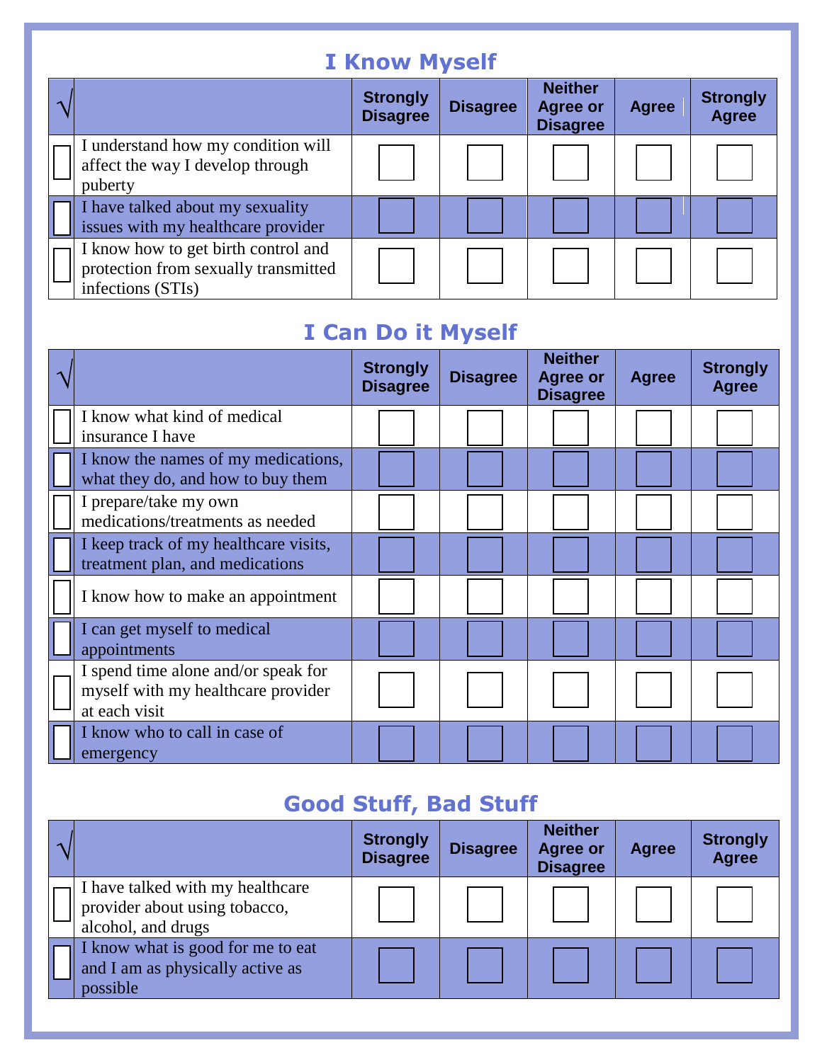## I Know Myself

| √ | | Strongly Disagree | Disagree | Neither Agree or Disagree | Agree | Strongly Agree |
|---|---|---|---|---|---|---|
| ☐ | I understand how my condition will affect the way I develop through puberty | ☐ | ☐ | ☐ | ☐ | ☐ |
| ☐ | I have talked about my sexuality issues with my healthcare provider | ☐ | ☐ | ☐ | ☐ | ☐ |
| ☐ | I know how to get birth control and protection from sexually transmitted infections (STIs) | ☐ | ☐ | ☐ | ☐ | ☐ |

## I Can Do it Myself

| √ | | Strongly Disagree | Disagree | Neither Agree or Disagree | Agree | Strongly Agree |
|---|---|---|---|---|---|---|
| ☐ | I know what kind of medical insurance I have | ☐ | ☐ | ☐ | ☐ | ☐ |
| ☐ | I know the names of my medications, what they do, and how to buy them | ☐ | ☐ | ☐ | ☐ | ☐ |
| ☐ | I prepare/take my own medications/treatments as needed | ☐ | ☐ | ☐ | ☐ | ☐ |
| ☐ | I keep track of my healthcare visits, treatment plan, and medications | ☐ | ☐ | ☐ | ☐ | ☐ |
| ☐ | I know how to make an appointment | ☐ | ☐ | ☐ | ☐ | ☐ |
| ☐ | I can get myself to medical appointments | ☐ | ☐ | ☐ | ☐ | ☐ |
| ☐ | I spend time alone and/or speak for myself with my healthcare provider at each visit | ☐ | ☐ | ☐ | ☐ | ☐ |
| ☐ | I know who to call in case of emergency | ☐ | ☐ | ☐ | ☐ | ☐ |

## Good Stuff, Bad Stuff

| √ | | Strongly Disagree | Disagree | Neither Agree or Disagree | Agree | Strongly Agree |
|---|---|---|---|---|---|---|
| ☐ | I have talked with my healthcare provider about using tobacco, alcohol, and drugs | ☐ | ☐ | ☐ | ☐ | ☐ |
| ☐ | I know what is good for me to eat and I am as physically active as possible | ☐ | ☐ | ☐ | ☐ | ☐ |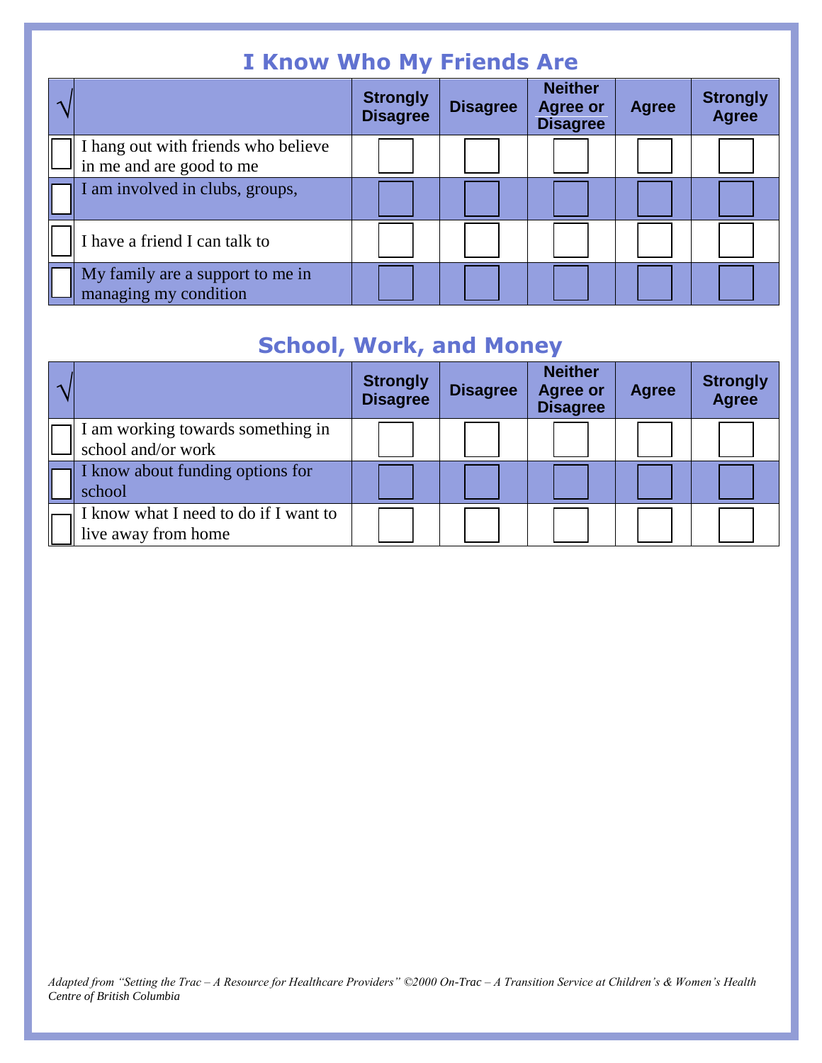## I Know Who My Friends Are

| √ | | Strongly Disagree | Disagree | Neither Agree or Disagree | Agree | Strongly Agree |
|---|---|---|---|---|---|---|
| ☐ | I hang out with friends who believe in me and are good to me | ☐ | ☐ | ☐ | ☐ | ☐ |
| ☐ | I am involved in clubs, groups, | ☐ | ☐ | ☐ | ☐ | ☐ |
| ☐ | I have a friend I can talk to | ☐ | ☐ | ☐ | ☐ | ☐ |
| ☐ | My family are a support to me in managing my condition | ☐ | ☐ | ☐ | ☐ | ☐ |

## School, Work, and Money

| √ | | Strongly Disagree | Disagree | Neither Agree or Disagree | Agree | Strongly Agree |
|---|---|---|---|---|---|---|
| ☐ | I am working towards something in school and/or work | ☐ | ☐ | ☐ | ☐ | ☐ |
| ☐ | I know about funding options for school | ☐ | ☐ | ☐ | ☐ | ☐ |
| ☐ | I know what I need to do if I want to live away from home | ☐ | ☐ | ☐ | ☐ | ☐ |

*Adapted from "Setting the Trac – A Resource for Healthcare Providers" ©2000 On-Trac – A Transition Service at Children's & Women's Health Centre of British Columbia*